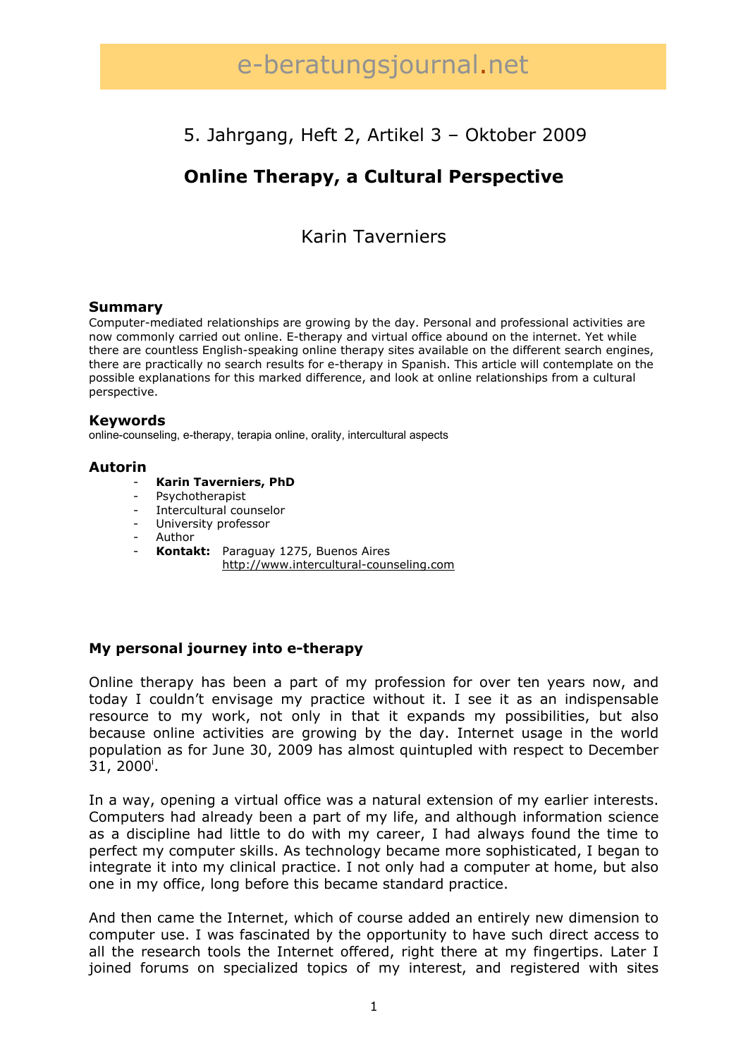5. Jahrgang, Heft 2, Artikel 3 – Oktober 2009

# Online Therapy, a Cultural Perspective

Karin Taverniers

### Summary

Computer-mediated relationships are growing by the day. Personal and professional activities are now commonly carried out online. E-therapy and virtual office abound on the internet. Yet while there are countless English-speaking online therapy sites available on the different search engines, there are practically no search results for e-therapy in Spanish. This article will contemplate on the possible explanations for this marked difference, and look at online relationships from a cultural perspective.

### Keywords

online-counseling, e-therapy, terapia online, orality, intercultural aspects

### Autorin

- **Karin Taverniers, PhD**
- Psychotherapist
- Intercultural counselor
- University professor
- Author
- **Kontakt:** Paraguay 1275, Buenos Aires
  http://www.intercultural-counseling.com

## My personal journey into e-therapy

Online therapy has been a part of my profession for over ten years now, and today I couldn't envisage my practice without it. I see it as an indispensable resource to my work, not only in that it expands my possibilities, but also because online activities are growing by the day. Internet usage in the world population as for June 30, 2009 has almost quintupled with respect to December 31, 2000[i].

In a way, opening a virtual office was a natural extension of my earlier interests. Computers had already been a part of my life, and although information science as a discipline had little to do with my career, I had always found the time to perfect my computer skills. As technology became more sophisticated, I began to integrate it into my clinical practice. I not only had a computer at home, but also one in my office, long before this became standard practice.

And then came the Internet, which of course added an entirely new dimension to computer use. I was fascinated by the opportunity to have such direct access to all the research tools the Internet offered, right there at my fingertips. Later I joined forums on specialized topics of my interest, and registered with sites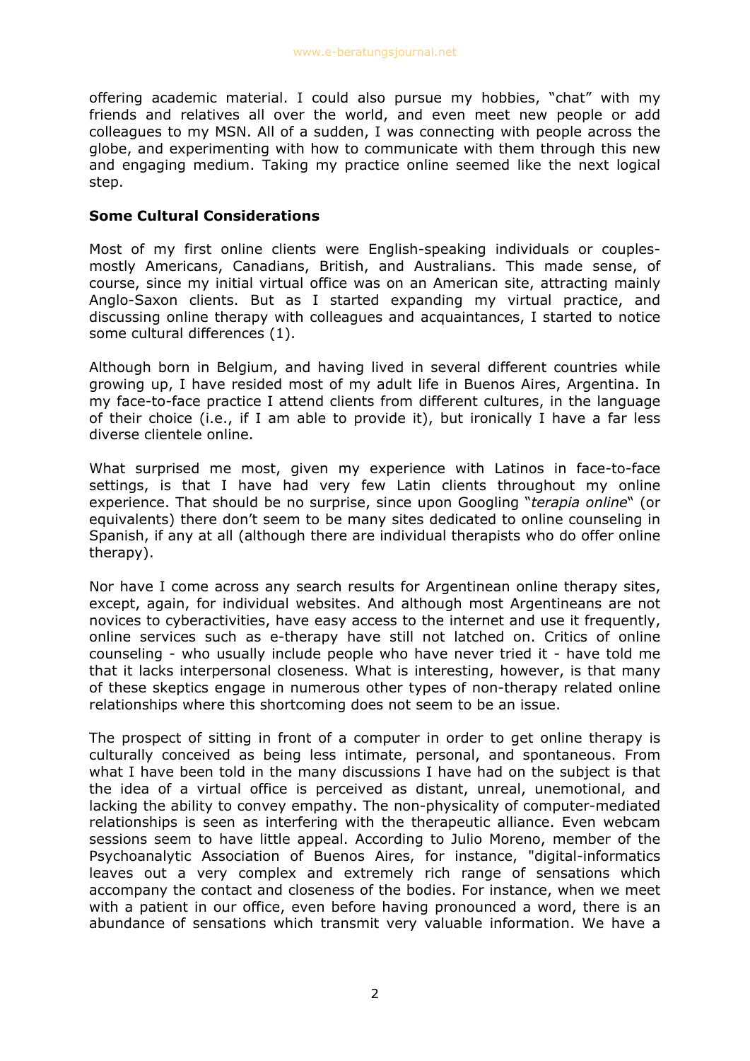offering academic material. I could also pursue my hobbies, "chat" with my friends and relatives all over the world, and even meet new people or add colleagues to my MSN. All of a sudden, I was connecting with people across the globe, and experimenting with how to communicate with them through this new and engaging medium. Taking my practice online seemed like the next logical step.

**Some Cultural Considerations**

Most of my first online clients were English-speaking individuals or couples- mostly Americans, Canadians, British, and Australians. This made sense, of course, since my initial virtual office was on an American site, attracting mainly Anglo-Saxon clients. But as I started expanding my virtual practice, and discussing online therapy with colleagues and acquaintances, I started to notice some cultural differences (1).

Although born in Belgium, and having lived in several different countries while growing up, I have resided most of my adult life in Buenos Aires, Argentina. In my face-to-face practice I attend clients from different cultures, in the language of their choice (i.e., if I am able to provide it), but ironically I have a far less diverse clientele online.

What surprised me most, given my experience with Latinos in face-to-face settings, is that I have had very few Latin clients throughout my online experience. That should be no surprise, since upon Googling "*terapia online*" (or equivalents) there don't seem to be many sites dedicated to online counseling in Spanish, if any at all (although there are individual therapists who do offer online therapy).

Nor have I come across any search results for Argentinean online therapy sites, except, again, for individual websites. And although most Argentineans are not novices to cyberactivities, have easy access to the internet and use it frequently, online services such as e-therapy have still not latched on. Critics of online counseling - who usually include people who have never tried it - have told me that it lacks interpersonal closeness. What is interesting, however, is that many of these skeptics engage in numerous other types of non-therapy related online relationships where this shortcoming does not seem to be an issue.

The prospect of sitting in front of a computer in order to get online therapy is culturally conceived as being less intimate, personal, and spontaneous. From what I have been told in the many discussions I have had on the subject is that the idea of a virtual office is perceived as distant, unreal, unemotional, and lacking the ability to convey empathy. The non-physicality of computer-mediated relationships is seen as interfering with the therapeutic alliance. Even webcam sessions seem to have little appeal. According to Julio Moreno, member of the Psychoanalytic Association of Buenos Aires, for instance, "digital-informatics leaves out a very complex and extremely rich range of sensations which accompany the contact and closeness of the bodies. For instance, when we meet with a patient in our office, even before having pronounced a word, there is an abundance of sensations which transmit very valuable information. We have a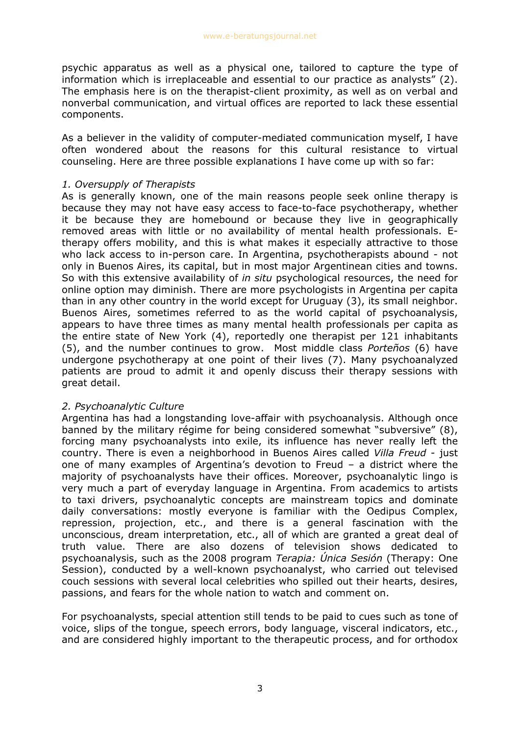psychic apparatus as well as a physical one, tailored to capture the type of information which is irreplaceable and essential to our practice as analysts" (2). The emphasis here is on the therapist-client proximity, as well as on verbal and nonverbal communication, and virtual offices are reported to lack these essential components.

As a believer in the validity of computer-mediated communication myself, I have often wondered about the reasons for this cultural resistance to virtual counseling. Here are three possible explanations I have come up with so far:

*1. Oversupply of Therapists*
As is generally known, one of the main reasons people seek online therapy is because they may not have easy access to face-to-face psychotherapy, whether it be because they are homebound or because they live in geographically removed areas with little or no availability of mental health professionals. E-therapy offers mobility, and this is what makes it especially attractive to those who lack access to in-person care. In Argentina, psychotherapists abound - not only in Buenos Aires, its capital, but in most major Argentinean cities and towns. So with this extensive availability of *in situ* psychological resources, the need for online option may diminish. There are more psychologists in Argentina per capita than in any other country in the world except for Uruguay (3), its small neighbor. Buenos Aires, sometimes referred to as the world capital of psychoanalysis, appears to have three times as many mental health professionals per capita as the entire state of New York (4), reportedly one therapist per 121 inhabitants (5), and the number continues to grow. Most middle class *Porteños* (6) have undergone psychotherapy at one point of their lives (7). Many psychoanalyzed patients are proud to admit it and openly discuss their therapy sessions with great detail.

*2. Psychoanalytic Culture*
Argentina has had a longstanding love-affair with psychoanalysis. Although once banned by the military régime for being considered somewhat "subversive" (8), forcing many psychoanalysts into exile, its influence has never really left the country. There is even a neighborhood in Buenos Aires called *Villa Freud* - just one of many examples of Argentina's devotion to Freud – a district where the majority of psychoanalysts have their offices. Moreover, psychoanalytic lingo is very much a part of everyday language in Argentina. From academics to artists to taxi drivers, psychoanalytic concepts are mainstream topics and dominate daily conversations: mostly everyone is familiar with the Oedipus Complex, repression, projection, etc., and there is a general fascination with the unconscious, dream interpretation, etc., all of which are granted a great deal of truth value. There are also dozens of television shows dedicated to psychoanalysis, such as the 2008 program *Terapia: Única Sesión* (Therapy: One Session), conducted by a well-known psychoanalyst, who carried out televised couch sessions with several local celebrities who spilled out their hearts, desires, passions, and fears for the whole nation to watch and comment on.

For psychoanalysts, special attention still tends to be paid to cues such as tone of voice, slips of the tongue, speech errors, body language, visceral indicators, etc., and are considered highly important to the therapeutic process, and for orthodox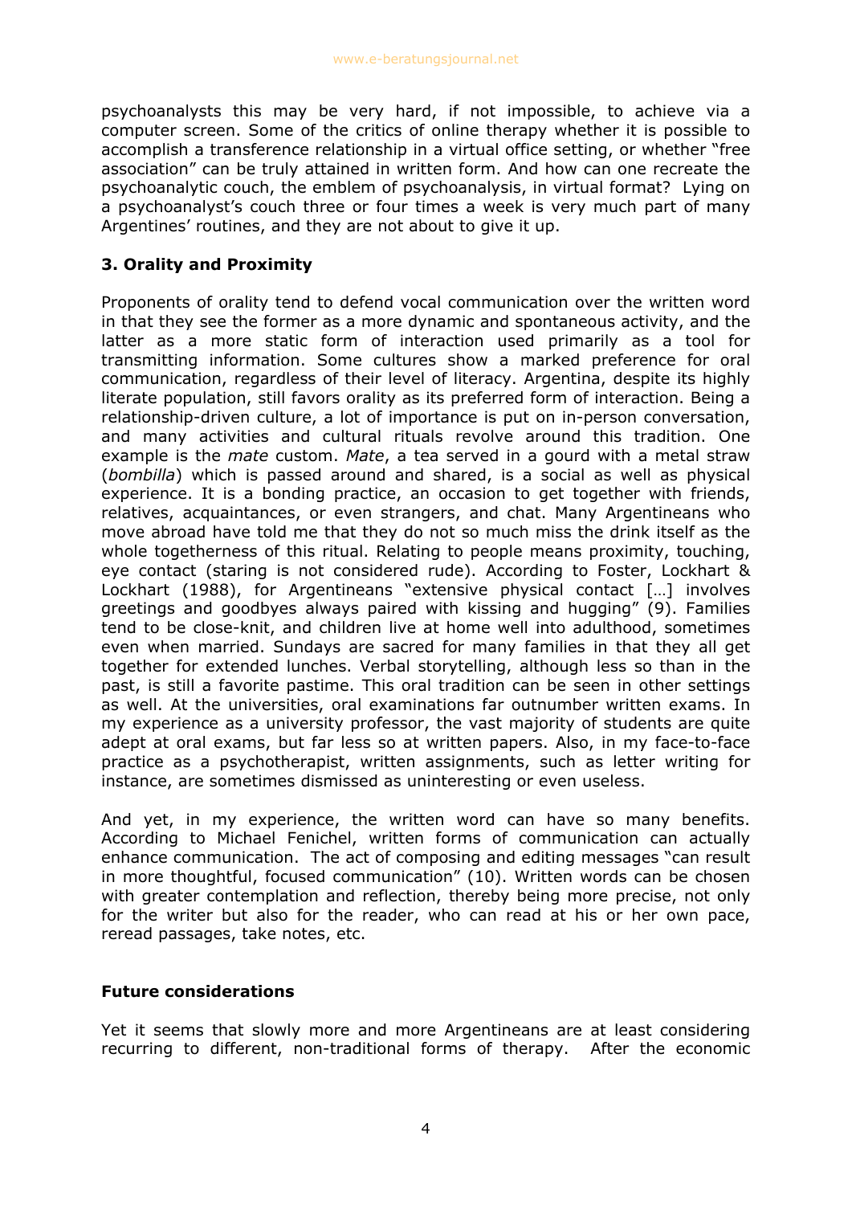psychoanalysts this may be very hard, if not impossible, to achieve via a computer screen. Some of the critics of online therapy whether it is possible to accomplish a transference relationship in a virtual office setting, or whether "free association" can be truly attained in written form. And how can one recreate the psychoanalytic couch, the emblem of psychoanalysis, in virtual format? Lying on a psychoanalyst's couch three or four times a week is very much part of many Argentines' routines, and they are not about to give it up.

### 3. Orality and Proximity

Proponents of orality tend to defend vocal communication over the written word in that they see the former as a more dynamic and spontaneous activity, and the latter as a more static form of interaction used primarily as a tool for transmitting information. Some cultures show a marked preference for oral communication, regardless of their level of literacy. Argentina, despite its highly literate population, still favors orality as its preferred form of interaction. Being a relationship-driven culture, a lot of importance is put on in-person conversation, and many activities and cultural rituals revolve around this tradition. One example is the *mate* custom. *Mate*, a tea served in a gourd with a metal straw (*bombilla*) which is passed around and shared, is a social as well as physical experience. It is a bonding practice, an occasion to get together with friends, relatives, acquaintances, or even strangers, and chat. Many Argentineans who move abroad have told me that they do not so much miss the drink itself as the whole togetherness of this ritual. Relating to people means proximity, touching, eye contact (staring is not considered rude). According to Foster, Lockhart & Lockhart (1988), for Argentineans "extensive physical contact […] involves greetings and goodbyes always paired with kissing and hugging" (9). Families tend to be close-knit, and children live at home well into adulthood, sometimes even when married. Sundays are sacred for many families in that they all get together for extended lunches. Verbal storytelling, although less so than in the past, is still a favorite pastime. This oral tradition can be seen in other settings as well. At the universities, oral examinations far outnumber written exams. In my experience as a university professor, the vast majority of students are quite adept at oral exams, but far less so at written papers. Also, in my face-to-face practice as a psychotherapist, written assignments, such as letter writing for instance, are sometimes dismissed as uninteresting or even useless.

And yet, in my experience, the written word can have so many benefits. According to Michael Fenichel, written forms of communication can actually enhance communication. The act of composing and editing messages "can result in more thoughtful, focused communication" (10). Written words can be chosen with greater contemplation and reflection, thereby being more precise, not only for the writer but also for the reader, who can read at his or her own pace, reread passages, take notes, etc.

### Future considerations

Yet it seems that slowly more and more Argentineans are at least considering recurring to different, non-traditional forms of therapy. After the economic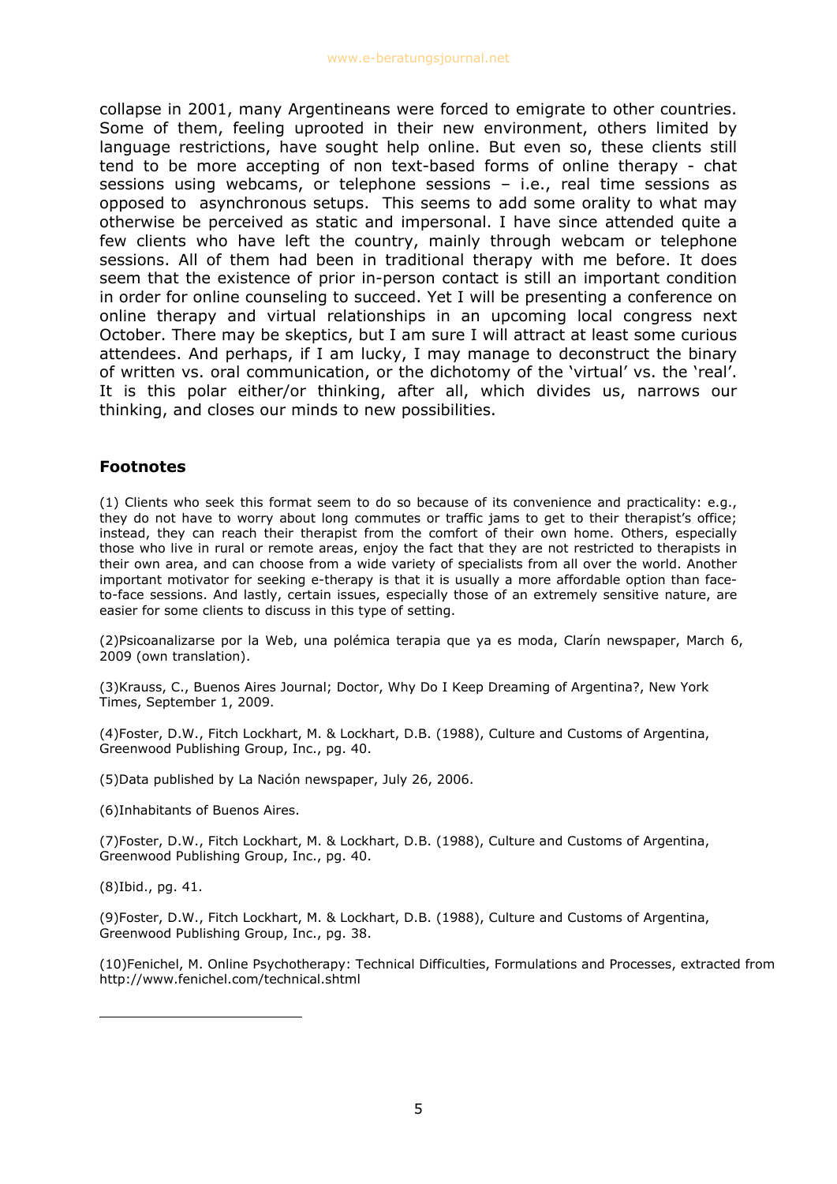collapse in 2001, many Argentineans were forced to emigrate to other countries. Some of them, feeling uprooted in their new environment, others limited by language restrictions, have sought help online. But even so, these clients still tend to be more accepting of non text-based forms of online therapy - chat sessions using webcams, or telephone sessions – i.e., real time sessions as opposed to asynchronous setups. This seems to add some orality to what may otherwise be perceived as static and impersonal. I have since attended quite a few clients who have left the country, mainly through webcam or telephone sessions. All of them had been in traditional therapy with me before. It does seem that the existence of prior in-person contact is still an important condition in order for online counseling to succeed. Yet I will be presenting a conference on online therapy and virtual relationships in an upcoming local congress next October. There may be skeptics, but I am sure I will attract at least some curious attendees. And perhaps, if I am lucky, I may manage to deconstruct the binary of written vs. oral communication, or the dichotomy of the 'virtual' vs. the 'real'. It is this polar either/or thinking, after all, which divides us, narrows our thinking, and closes our minds to new possibilities.

## Footnotes

(1) Clients who seek this format seem to do so because of its convenience and practicality: e.g., they do not have to worry about long commutes or traffic jams to get to their therapist's office; instead, they can reach their therapist from the comfort of their own home. Others, especially those who live in rural or remote areas, enjoy the fact that they are not restricted to therapists in their own area, and can choose from a wide variety of specialists from all over the world. Another important motivator for seeking e-therapy is that it is usually a more affordable option than face-to-face sessions. And lastly, certain issues, especially those of an extremely sensitive nature, are easier for some clients to discuss in this type of setting.

(2)Psicoanalizarse por la Web, una polémica terapia que ya es moda, Clarín newspaper, March 6, 2009 (own translation).

(3)Krauss, C., Buenos Aires Journal; Doctor, Why Do I Keep Dreaming of Argentina?, New York Times, September 1, 2009.

(4)Foster, D.W., Fitch Lockhart, M. & Lockhart, D.B. (1988), Culture and Customs of Argentina, Greenwood Publishing Group, Inc., pg. 40.

(5)Data published by La Nación newspaper, July 26, 2006.

(6)Inhabitants of Buenos Aires.

(7)Foster, D.W., Fitch Lockhart, M. & Lockhart, D.B. (1988), Culture and Customs of Argentina, Greenwood Publishing Group, Inc., pg. 40.

(8)Ibid., pg. 41.

(9)Foster, D.W., Fitch Lockhart, M. & Lockhart, D.B. (1988), Culture and Customs of Argentina, Greenwood Publishing Group, Inc., pg. 38.

(10)Fenichel, M. Online Psychotherapy: Technical Difficulties, Formulations and Processes, extracted from http://www.fenichel.com/technical.shtml